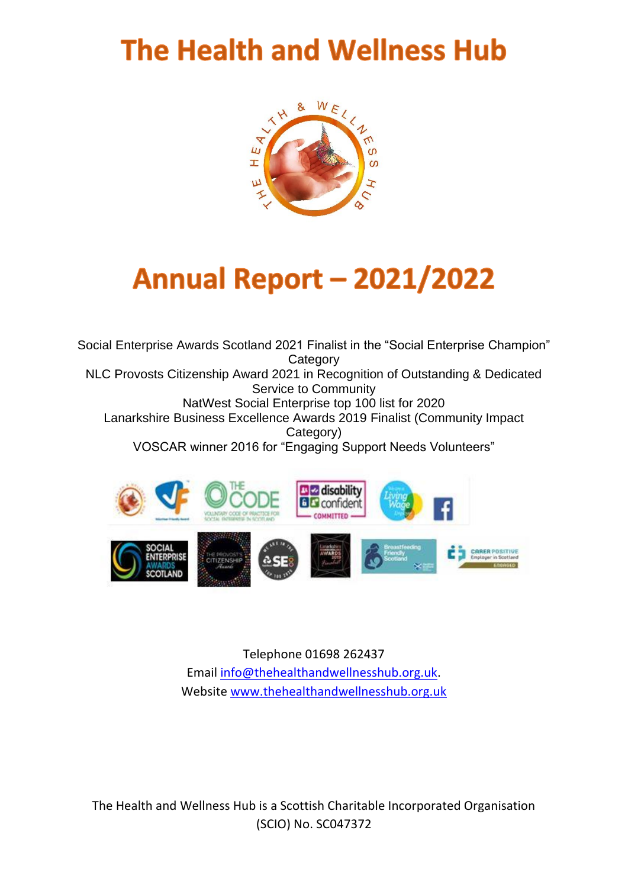# The Health and Wellness Hub

# Annual Report – 2021/2022

Social Enterprise Awards Scotland 2021 Finalist in the "Social Enterprise Champion" Category
NLC Provosts Citizenship Award 2021 in Recognition of Outstanding & Dedicated Service to Community
NatWest Social Enterprise top 100 list for 2020
Lanarkshire Business Excellence Awards 2019 Finalist (Community Impact Category)
VOSCAR winner 2016 for "Engaging Support Needs Volunteers"

Telephone 01698 262437
Email info@thehealthandwellnesshub.org.uk.
Website www.thehealthandwellnesshub.org.uk

The Health and Wellness Hub is a Scottish Charitable Incorporated Organisation (SCIO) No. SC047372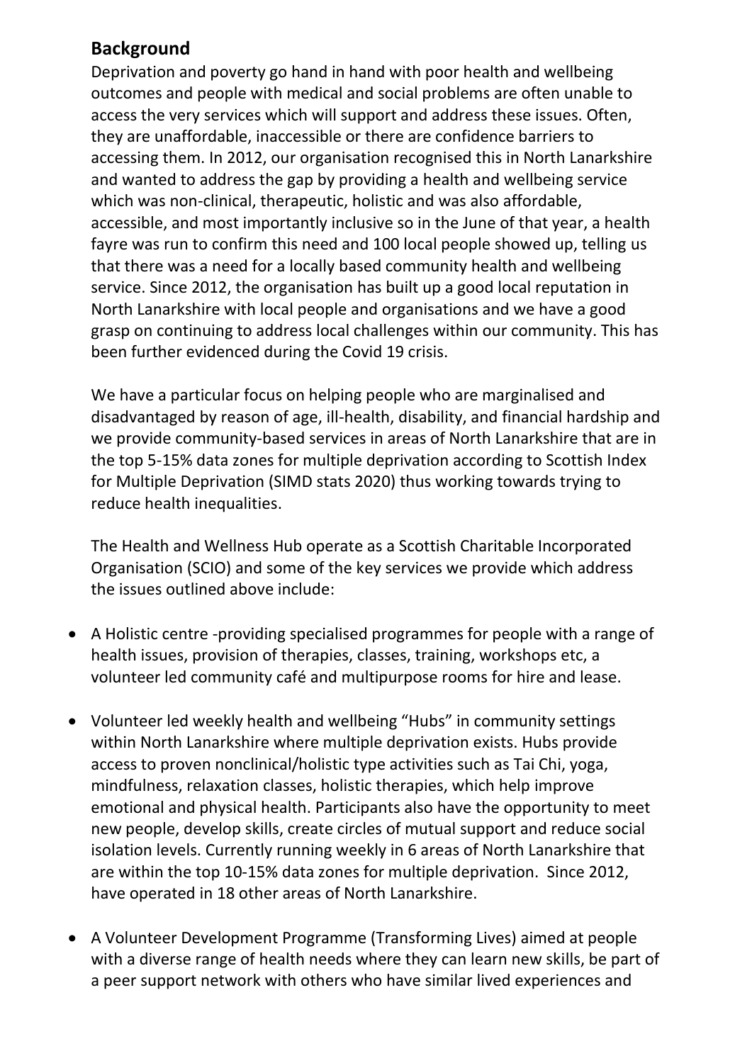## Background

Deprivation and poverty go hand in hand with poor health and wellbeing outcomes and people with medical and social problems are often unable to access the very services which will support and address these issues. Often, they are unaffordable, inaccessible or there are confidence barriers to accessing them. In 2012, our organisation recognised this in North Lanarkshire and wanted to address the gap by providing a health and wellbeing service which was non-clinical, therapeutic, holistic and was also affordable, accessible, and most importantly inclusive so in the June of that year, a health fayre was run to confirm this need and 100 local people showed up, telling us that there was a need for a locally based community health and wellbeing service. Since 2012, the organisation has built up a good local reputation in North Lanarkshire with local people and organisations and we have a good grasp on continuing to address local challenges within our community. This has been further evidenced during the Covid 19 crisis.

We have a particular focus on helping people who are marginalised and disadvantaged by reason of age, ill-health, disability, and financial hardship and we provide community-based services in areas of North Lanarkshire that are in the top 5-15% data zones for multiple deprivation according to Scottish Index for Multiple Deprivation (SIMD stats 2020) thus working towards trying to reduce health inequalities.

The Health and Wellness Hub operate as a Scottish Charitable Incorporated Organisation (SCIO) and some of the key services we provide which address the issues outlined above include:

- A Holistic centre -providing specialised programmes for people with a range of health issues, provision of therapies, classes, training, workshops etc, a volunteer led community café and multipurpose rooms for hire and lease.
- Volunteer led weekly health and wellbeing "Hubs" in community settings within North Lanarkshire where multiple deprivation exists. Hubs provide access to proven nonclinical/holistic type activities such as Tai Chi, yoga, mindfulness, relaxation classes, holistic therapies, which help improve emotional and physical health. Participants also have the opportunity to meet new people, develop skills, create circles of mutual support and reduce social isolation levels. Currently running weekly in 6 areas of North Lanarkshire that are within the top 10-15% data zones for multiple deprivation. Since 2012, have operated in 18 other areas of North Lanarkshire.
- A Volunteer Development Programme (Transforming Lives) aimed at people with a diverse range of health needs where they can learn new skills, be part of a peer support network with others who have similar lived experiences and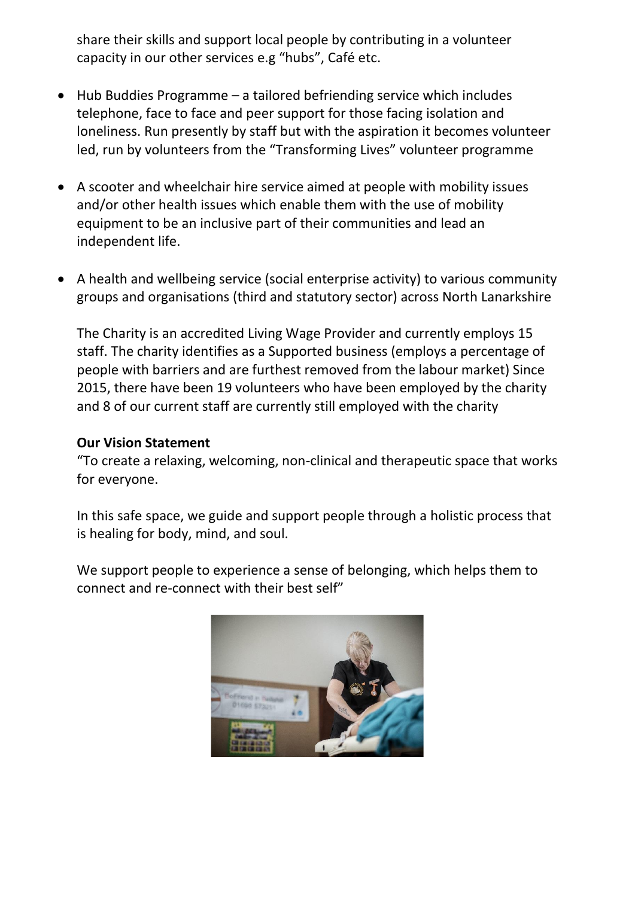share their skills and support local people by contributing in a volunteer capacity in our other services e.g "hubs", Café etc.

- Hub Buddies Programme – a tailored befriending service which includes telephone, face to face and peer support for those facing isolation and loneliness. Run presently by staff but with the aspiration it becomes volunteer led, run by volunteers from the "Transforming Lives" volunteer programme

- A scooter and wheelchair hire service aimed at people with mobility issues and/or other health issues which enable them with the use of mobility equipment to be an inclusive part of their communities and lead an independent life.

- A health and wellbeing service (social enterprise activity) to various community groups and organisations (third and statutory sector) across North Lanarkshire

The Charity is an accredited Living Wage Provider and currently employs 15 staff. The charity identifies as a Supported business (employs a percentage of people with barriers and are furthest removed from the labour market) Since 2015, there have been 19 volunteers who have been employed by the charity and 8 of our current staff are currently still employed with the charity

**Our Vision Statement**

"To create a relaxing, welcoming, non-clinical and therapeutic space that works for everyone.

In this safe space, we guide and support people through a holistic process that is healing for body, mind, and soul.

We support people to experience a sense of belonging, which helps them to connect and re-connect with their best self"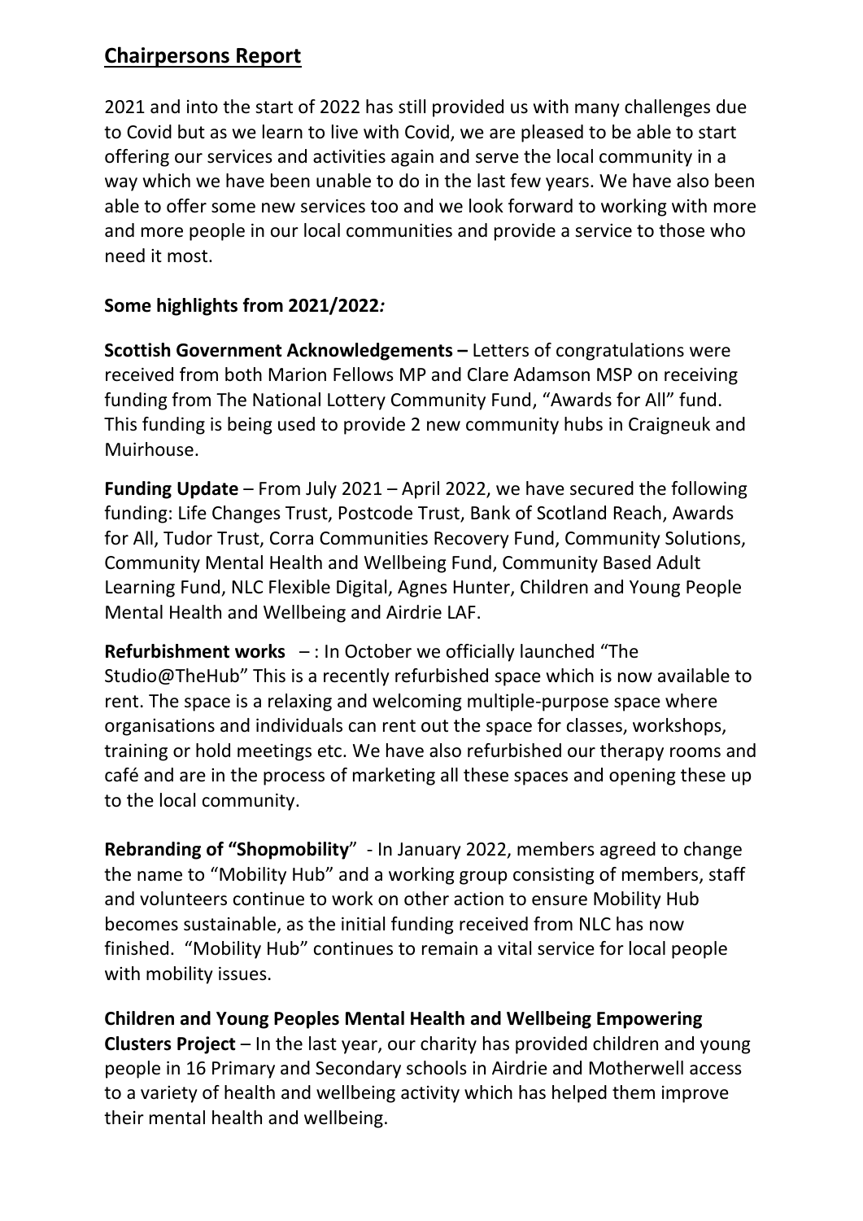## Chairpersons Report

2021 and into the start of 2022 has still provided us with many challenges due to Covid but as we learn to live with Covid, we are pleased to be able to start offering our services and activities again and serve the local community in a way which we have been unable to do in the last few years. We have also been able to offer some new services too and we look forward to working with more and more people in our local communities and provide a service to those who need it most.

**Some highlights from 2021/2022*:***

**Scottish Government Acknowledgements –** Letters of congratulations were received from both Marion Fellows MP and Clare Adamson MSP on receiving funding from The National Lottery Community Fund, "Awards for All" fund. This funding is being used to provide 2 new community hubs in Craigneuk and Muirhouse.

**Funding Update** – From July 2021 – April 2022, we have secured the following funding: Life Changes Trust, Postcode Trust, Bank of Scotland Reach, Awards for All, Tudor Trust, Corra Communities Recovery Fund, Community Solutions, Community Mental Health and Wellbeing Fund, Community Based Adult Learning Fund, NLC Flexible Digital, Agnes Hunter, Children and Young People Mental Health and Wellbeing and Airdrie LAF.

**Refurbishment works** – : In October we officially launched "The Studio@TheHub" This is a recently refurbished space which is now available to rent. The space is a relaxing and welcoming multiple-purpose space where organisations and individuals can rent out the space for classes, workshops, training or hold meetings etc. We have also refurbished our therapy rooms and café and are in the process of marketing all these spaces and opening these up to the local community.

**Rebranding of "Shopmobility**" - In January 2022, members agreed to change the name to "Mobility Hub" and a working group consisting of members, staff and volunteers continue to work on other action to ensure Mobility Hub becomes sustainable, as the initial funding received from NLC has now finished. "Mobility Hub" continues to remain a vital service for local people with mobility issues.

**Children and Young Peoples Mental Health and Wellbeing Empowering Clusters Project** – In the last year, our charity has provided children and young people in 16 Primary and Secondary schools in Airdrie and Motherwell access to a variety of health and wellbeing activity which has helped them improve their mental health and wellbeing.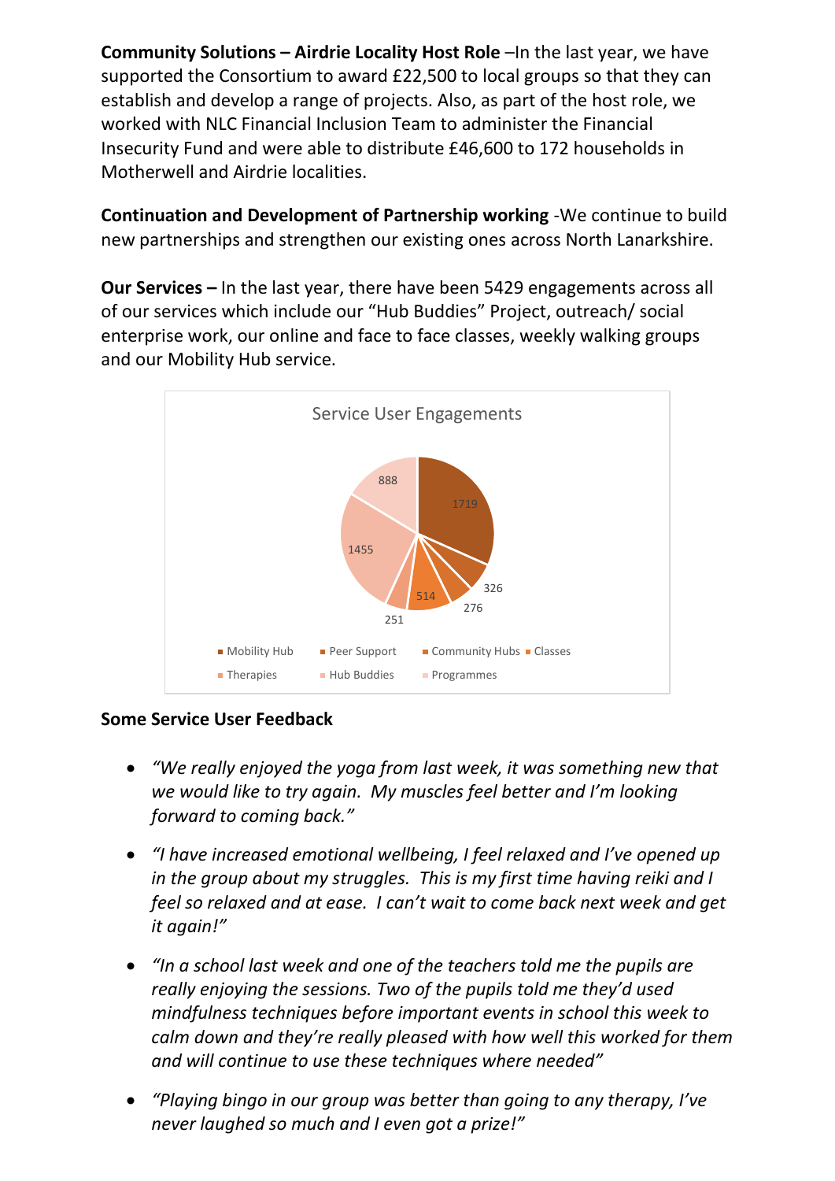**Community Solutions – Airdrie Locality Host Role** –In the last year, we have supported the Consortium to award £22,500 to local groups so that they can establish and develop a range of projects. Also, as part of the host role, we worked with NLC Financial Inclusion Team to administer the Financial Insecurity Fund and were able to distribute £46,600 to 172 households in Motherwell and Airdrie localities.

**Continuation and Development of Partnership working** -We continue to build new partnerships and strengthen our existing ones across North Lanarkshire.

**Our Services –** In the last year, there have been 5429 engagements across all of our services which include our "Hub Buddies" Project, outreach/ social enterprise work, our online and face to face classes, weekly walking groups and our Mobility Hub service.

Service User Engagements

| Service | Engagements |
| --- | --- |
| Mobility Hub | 1719 |
| Peer Support | 326 |
| Community Hubs | 276 |
| Classes | 514 |
| Therapies | 251 |
| Hub Buddies | 1455 |
| Programmes | 888 |

**Some Service User Feedback**

- *"We really enjoyed the yoga from last week, it was something new that we would like to try again. My muscles feel better and I'm looking forward to coming back."*
- *"I have increased emotional wellbeing, I feel relaxed and I've opened up in the group about my struggles. This is my first time having reiki and I feel so relaxed and at ease. I can't wait to come back next week and get it again!"*
- *"In a school last week and one of the teachers told me the pupils are really enjoying the sessions. Two of the pupils told me they'd used mindfulness techniques before important events in school this week to calm down and they're really pleased with how well this worked for them and will continue to use these techniques where needed"*
- *"Playing bingo in our group was better than going to any therapy, I've never laughed so much and I even got a prize!"*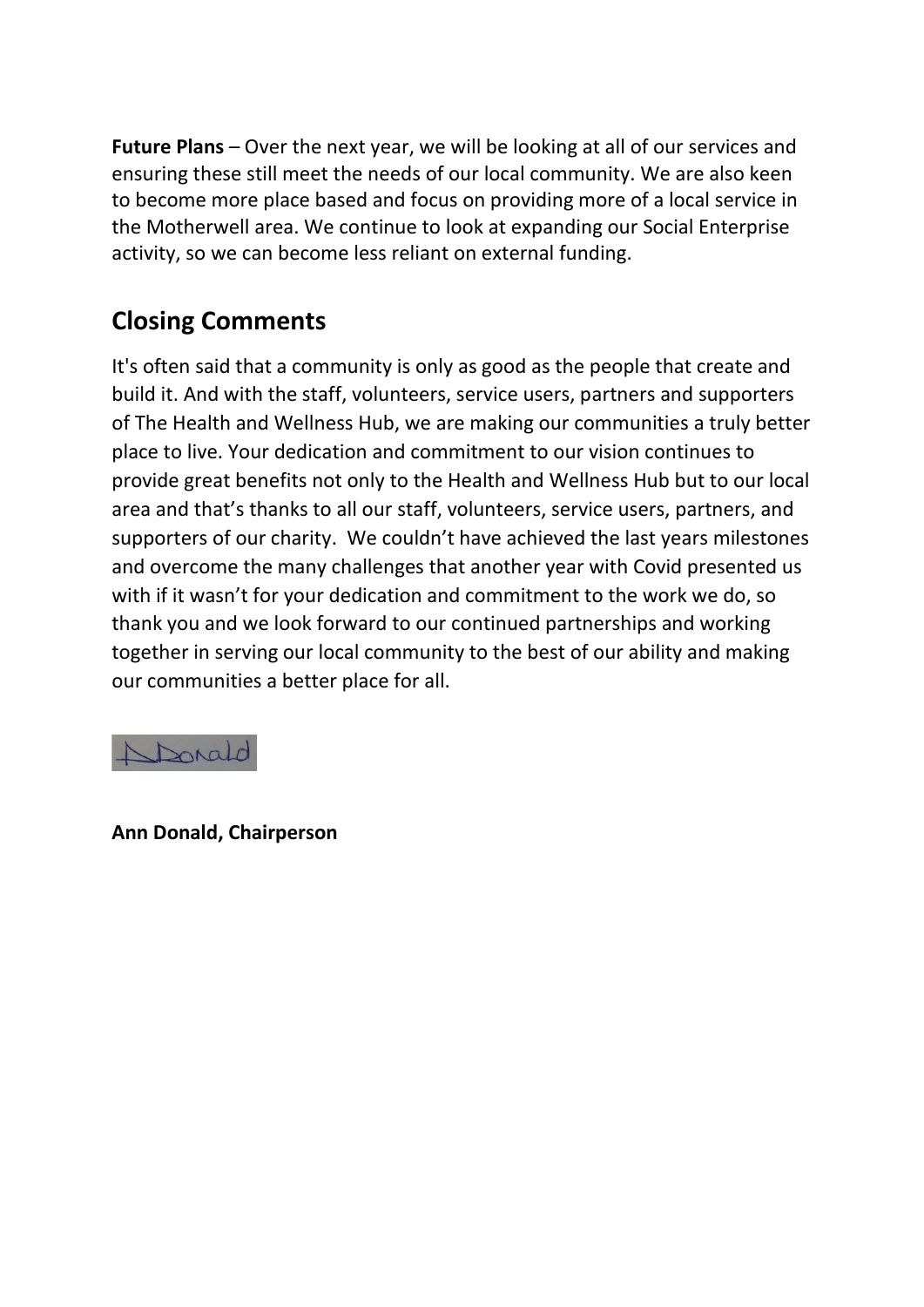**Future Plans** – Over the next year, we will be looking at all of our services and ensuring these still meet the needs of our local community. We are also keen to become more place based and focus on providing more of a local service in the Motherwell area. We continue to look at expanding our Social Enterprise activity, so we can become less reliant on external funding.

## Closing Comments

It's often said that a community is only as good as the people that create and build it. And with the staff, volunteers, service users, partners and supporters of The Health and Wellness Hub, we are making our communities a truly better place to live. Your dedication and commitment to our vision continues to provide great benefits not only to the Health and Wellness Hub but to our local area and that's thanks to all our staff, volunteers, service users, partners, and supporters of our charity. We couldn't have achieved the last years milestones and overcome the many challenges that another year with Covid presented us with if it wasn't for your dedication and commitment to the work we do, so thank you and we look forward to our continued partnerships and working together in serving our local community to the best of our ability and making our communities a better place for all.

**Ann Donald, Chairperson**